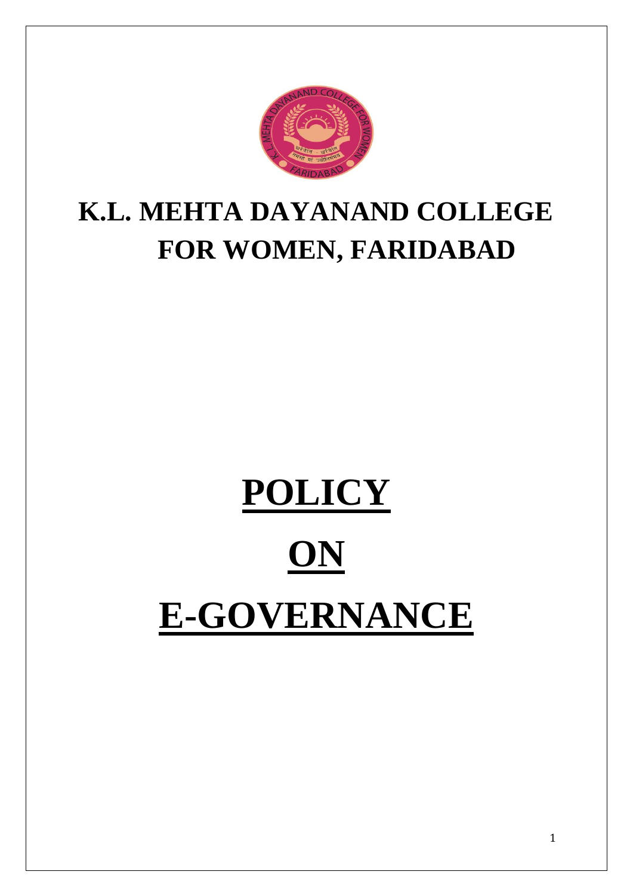# K.L. MEHTA DAYANAND COLLEGE FOR WOMEN, FARIDABAD

# POLICY

# ON

# E-GOVERNANCE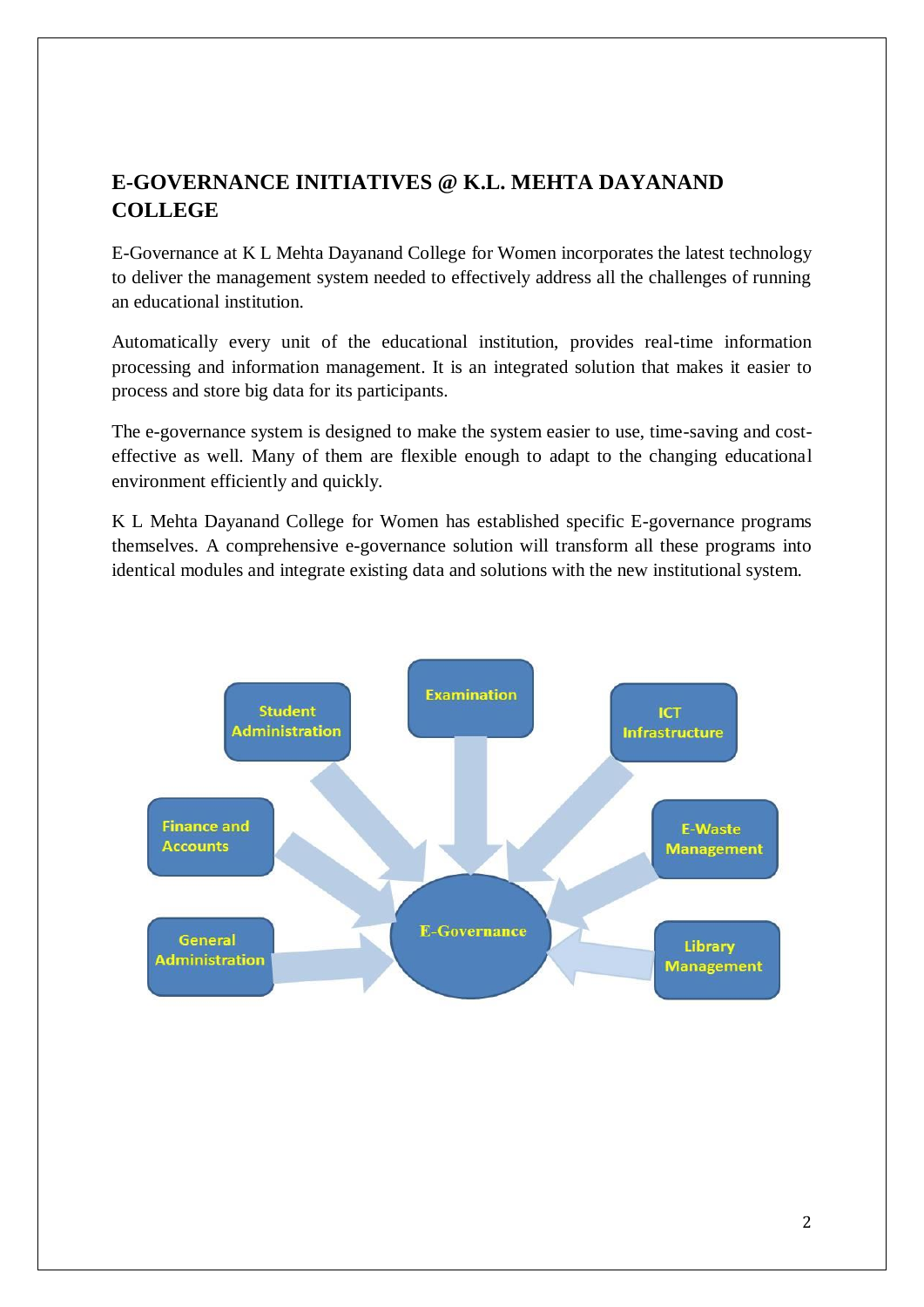## E-GOVERNANCE INITIATIVES @ K.L. MEHTA DAYANAND COLLEGE

E-Governance at K L Mehta Dayanand College for Women incorporates the latest technology to deliver the management system needed to effectively address all the challenges of running an educational institution.

Automatically every unit of the educational institution, provides real-time information processing and information management. It is an integrated solution that makes it easier to process and store big data for its participants.

The e-governance system is designed to make the system easier to use, time-saving and cost-effective as well. Many of them are flexible enough to adapt to the changing educational environment efficiently and quickly.

K L Mehta Dayanand College for Women has established specific E-governance programs themselves. A comprehensive e-governance solution will transform all these programs into identical modules and integrate existing data and solutions with the new institutional system.

Student Administration

Examination

ICT Infrastructure

Finance and Accounts

E-Waste Management

General Administration

E-Governance

Library Management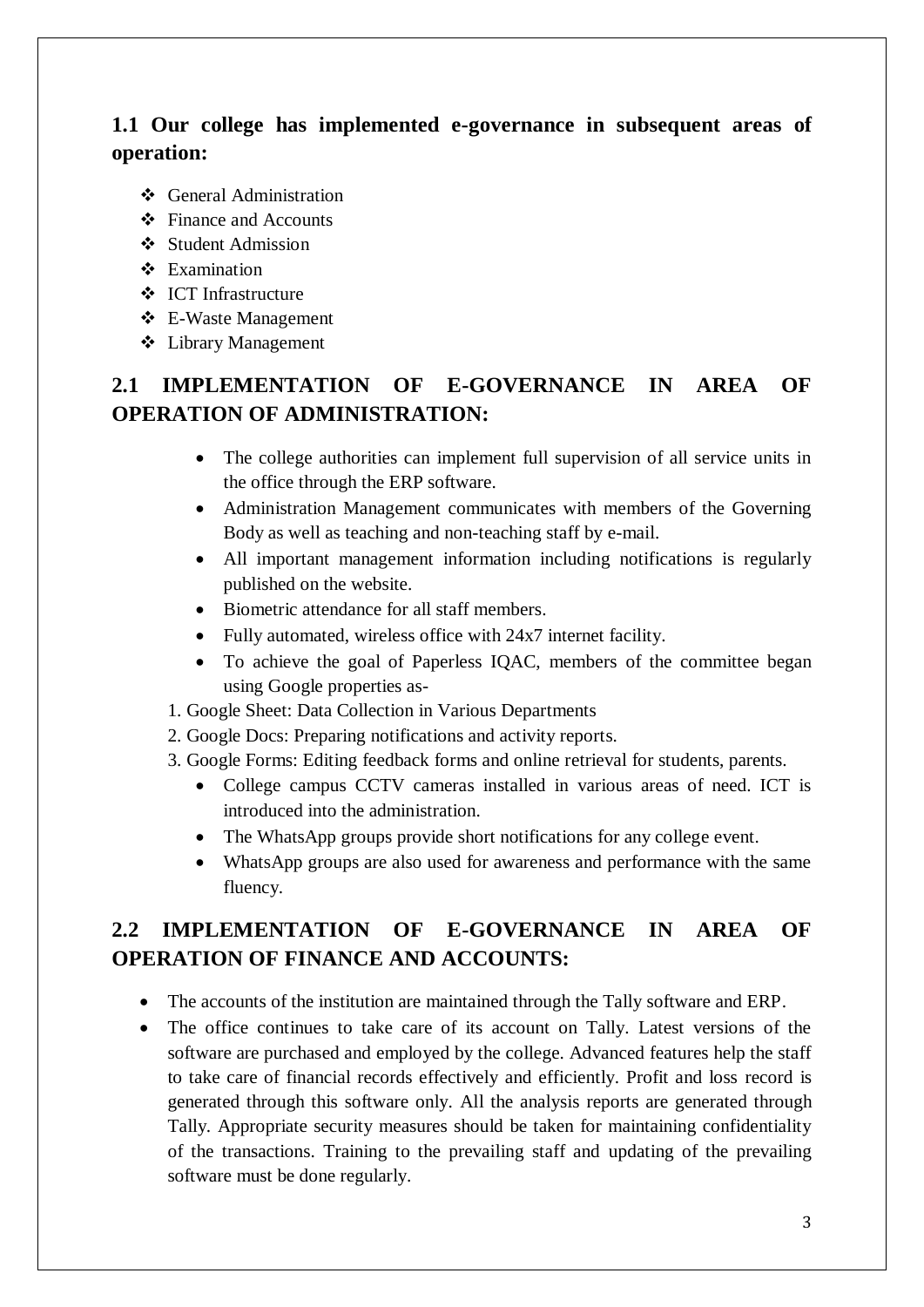## 1.1 Our college has implemented e-governance in subsequent areas of operation:

- General Administration
- Finance and Accounts
- Student Admission
- Examination
- ICT Infrastructure
- E-Waste Management
- Library Management

## 2.1 IMPLEMENTATION OF E-GOVERNANCE IN AREA OF OPERATION OF ADMINISTRATION:

- The college authorities can implement full supervision of all service units in the office through the ERP software.
- Administration Management communicates with members of the Governing Body as well as teaching and non-teaching staff by e-mail.
- All important management information including notifications is regularly published on the website.
- Biometric attendance for all staff members.
- Fully automated, wireless office with 24x7 internet facility.
- To achieve the goal of Paperless IQAC, members of the committee began using Google properties as-

1. Google Sheet: Data Collection in Various Departments
2. Google Docs: Preparing notifications and activity reports.
3. Google Forms: Editing feedback forms and online retrieval for students, parents.

- College campus CCTV cameras installed in various areas of need. ICT is introduced into the administration.
- The WhatsApp groups provide short notifications for any college event.
- WhatsApp groups are also used for awareness and performance with the same fluency.

## 2.2 IMPLEMENTATION OF E-GOVERNANCE IN AREA OF OPERATION OF FINANCE AND ACCOUNTS:

- The accounts of the institution are maintained through the Tally software and ERP.
- The office continues to take care of its account on Tally. Latest versions of the software are purchased and employed by the college. Advanced features help the staff to take care of financial records effectively and efficiently. Profit and loss record is generated through this software only. All the analysis reports are generated through Tally. Appropriate security measures should be taken for maintaining confidentiality of the transactions. Training to the prevailing staff and updating of the prevailing software must be done regularly.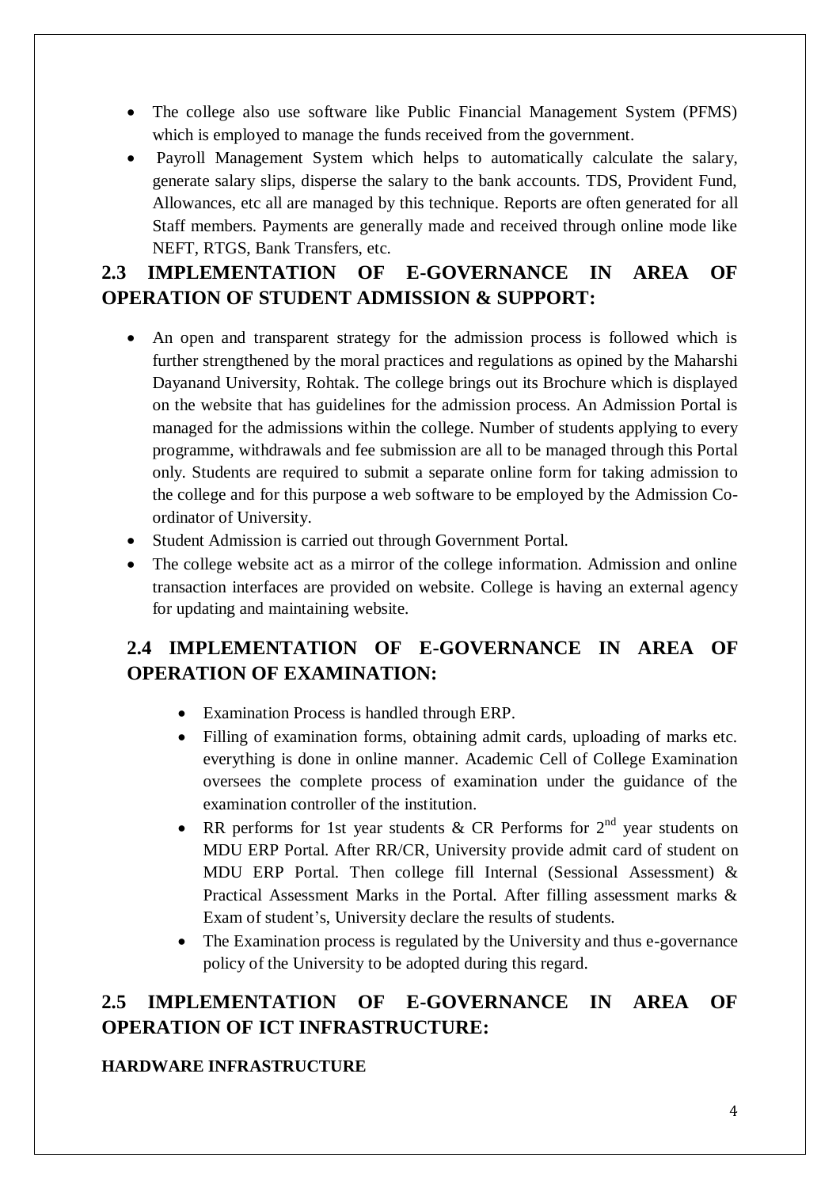- The college also use software like Public Financial Management System (PFMS) which is employed to manage the funds received from the government.
- Payroll Management System which helps to automatically calculate the salary, generate salary slips, disperse the salary to the bank accounts. TDS, Provident Fund, Allowances, etc all are managed by this technique. Reports are often generated for all Staff members. Payments are generally made and received through online mode like NEFT, RTGS, Bank Transfers, etc.

## 2.3 IMPLEMENTATION OF E-GOVERNANCE IN AREA OF OPERATION OF STUDENT ADMISSION & SUPPORT:

- An open and transparent strategy for the admission process is followed which is further strengthened by the moral practices and regulations as opined by the Maharshi Dayanand University, Rohtak. The college brings out its Brochure which is displayed on the website that has guidelines for the admission process. An Admission Portal is managed for the admissions within the college. Number of students applying to every programme, withdrawals and fee submission are all to be managed through this Portal only. Students are required to submit a separate online form for taking admission to the college and for this purpose a web software to be employed by the Admission Co-ordinator of University.
- Student Admission is carried out through Government Portal.
- The college website act as a mirror of the college information. Admission and online transaction interfaces are provided on website. College is having an external agency for updating and maintaining website.

## 2.4 IMPLEMENTATION OF E-GOVERNANCE IN AREA OF OPERATION OF EXAMINATION:

- Examination Process is handled through ERP.
- Filling of examination forms, obtaining admit cards, uploading of marks etc. everything is done in online manner. Academic Cell of College Examination oversees the complete process of examination under the guidance of the examination controller of the institution.
- RR performs for 1st year students & CR Performs for 2nd year students on MDU ERP Portal. After RR/CR, University provide admit card of student on MDU ERP Portal. Then college fill Internal (Sessional Assessment) & Practical Assessment Marks in the Portal. After filling assessment marks & Exam of student's, University declare the results of students.
- The Examination process is regulated by the University and thus e-governance policy of the University to be adopted during this regard.

## 2.5 IMPLEMENTATION OF E-GOVERNANCE IN AREA OF OPERATION OF ICT INFRASTRUCTURE:

**HARDWARE INFRASTRUCTURE**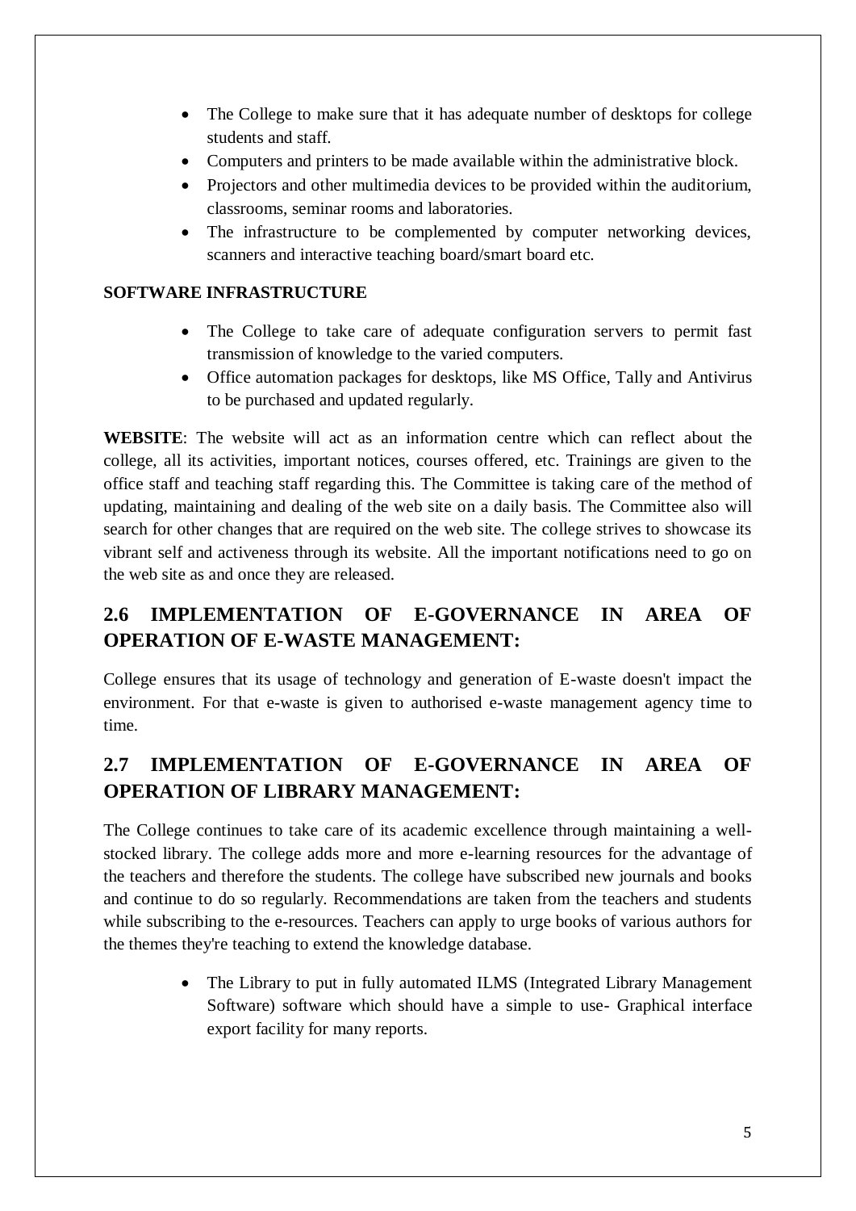- The College to make sure that it has adequate number of desktops for college students and staff.
- Computers and printers to be made available within the administrative block.
- Projectors and other multimedia devices to be provided within the auditorium, classrooms, seminar rooms and laboratories.
- The infrastructure to be complemented by computer networking devices, scanners and interactive teaching board/smart board etc.

**SOFTWARE INFRASTRUCTURE**

- The College to take care of adequate configuration servers to permit fast transmission of knowledge to the varied computers.
- Office automation packages for desktops, like MS Office, Tally and Antivirus to be purchased and updated regularly.

**WEBSITE**: The website will act as an information centre which can reflect about the college, all its activities, important notices, courses offered, etc. Trainings are given to the office staff and teaching staff regarding this. The Committee is taking care of the method of updating, maintaining and dealing of the web site on a daily basis. The Committee also will search for other changes that are required on the web site. The college strives to showcase its vibrant self and activeness through its website. All the important notifications need to go on the web site as and once they are released.

## 2.6 IMPLEMENTATION OF E-GOVERNANCE IN AREA OF OPERATION OF E-WASTE MANAGEMENT:

College ensures that its usage of technology and generation of E-waste doesn't impact the environment. For that e-waste is given to authorised e-waste management agency time to time.

## 2.7 IMPLEMENTATION OF E-GOVERNANCE IN AREA OF OPERATION OF LIBRARY MANAGEMENT:

The College continues to take care of its academic excellence through maintaining a well-stocked library. The college adds more and more e-learning resources for the advantage of the teachers and therefore the students. The college have subscribed new journals and books and continue to do so regularly. Recommendations are taken from the teachers and students while subscribing to the e-resources. Teachers can apply to urge books of various authors for the themes they're teaching to extend the knowledge database.

- The Library to put in fully automated ILMS (Integrated Library Management Software) software which should have a simple to use- Graphical interface export facility for many reports.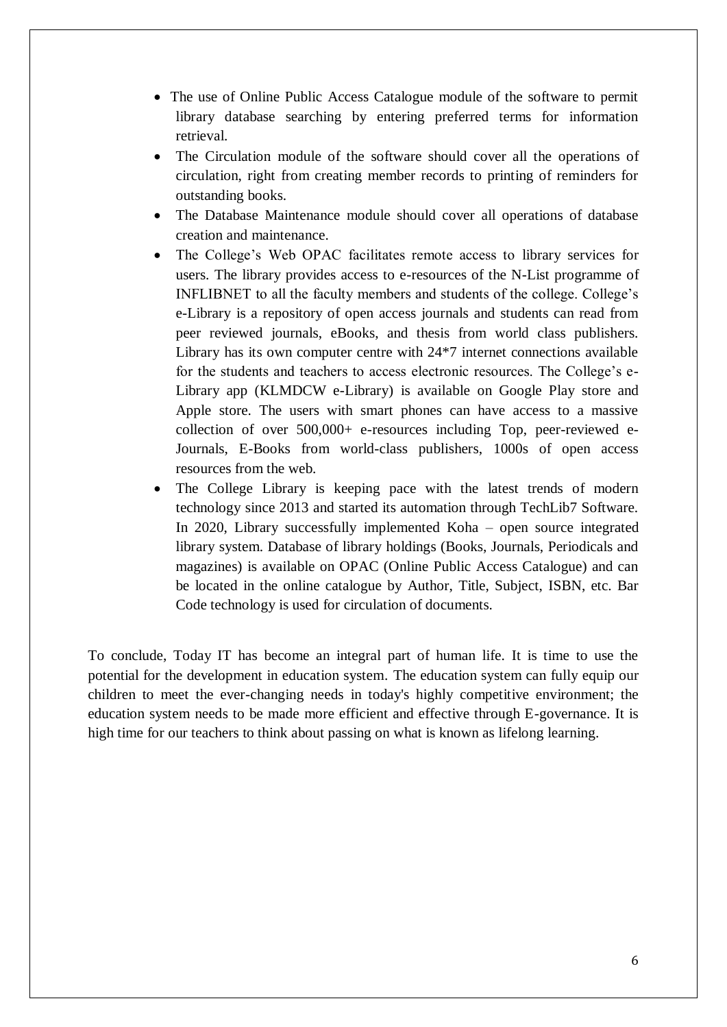- The use of Online Public Access Catalogue module of the software to permit library database searching by entering preferred terms for information retrieval.
- The Circulation module of the software should cover all the operations of circulation, right from creating member records to printing of reminders for outstanding books.
- The Database Maintenance module should cover all operations of database creation and maintenance.
- The College's Web OPAC facilitates remote access to library services for users. The library provides access to e-resources of the N-List programme of INFLIBNET to all the faculty members and students of the college. College's e-Library is a repository of open access journals and students can read from peer reviewed journals, eBooks, and thesis from world class publishers. Library has its own computer centre with 24*7 internet connections available for the students and teachers to access electronic resources. The College's e-Library app (KLMDCW e-Library) is available on Google Play store and Apple store. The users with smart phones can have access to a massive collection of over 500,000+ e-resources including Top, peer-reviewed e-Journals, E-Books from world-class publishers, 1000s of open access resources from the web.
- The College Library is keeping pace with the latest trends of modern technology since 2013 and started its automation through TechLib7 Software. In 2020, Library successfully implemented Koha – open source integrated library system. Database of library holdings (Books, Journals, Periodicals and magazines) is available on OPAC (Online Public Access Catalogue) and can be located in the online catalogue by Author, Title, Subject, ISBN, etc. Bar Code technology is used for circulation of documents.

To conclude, Today IT has become an integral part of human life. It is time to use the potential for the development in education system. The education system can fully equip our children to meet the ever-changing needs in today's highly competitive environment; the education system needs to be made more efficient and effective through E-governance. It is high time for our teachers to think about passing on what is known as lifelong learning.